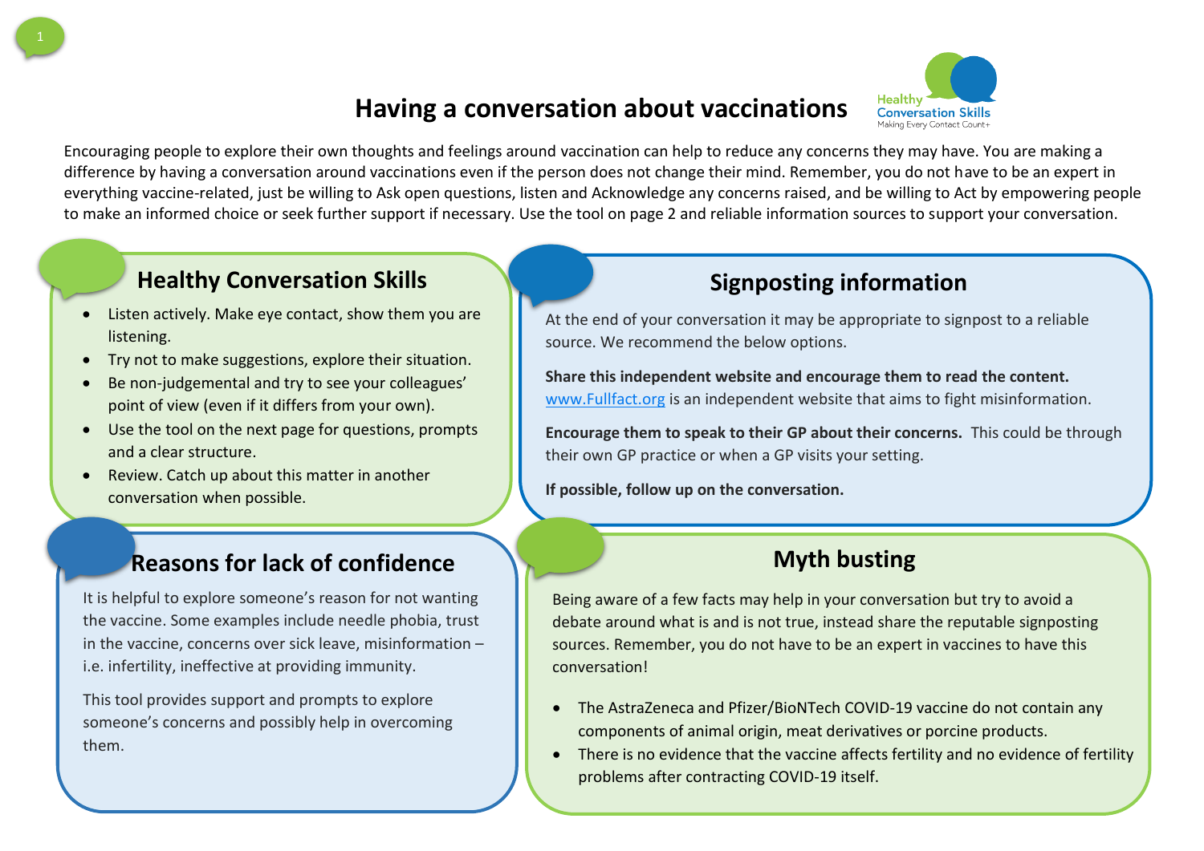# Having a conversation about vaccinations

Healthy Conversation Skills
Making Every Contact Count+

Encouraging people to explore their own thoughts and feelings around vaccination can help to reduce any concerns they may have. You are making a difference by having a conversation around vaccinations even if the person does not change their mind. Remember, you do not have to be an expert in everything vaccine-related, just be willing to Ask open questions, listen and Acknowledge any concerns raised, and be willing to Act by empowering people to make an informed choice or seek further support if necessary. Use the tool on page 2 and reliable information sources to support your conversation.

## Healthy Conversation Skills

- Listen actively. Make eye contact, show them you are listening.
- Try not to make suggestions, explore their situation.
- Be non-judgemental and try to see your colleagues' point of view (even if it differs from your own).
- Use the tool on the next page for questions, prompts and a clear structure.
- Review. Catch up about this matter in another conversation when possible.

## Signposting information

At the end of your conversation it may be appropriate to signpost to a reliable source. We recommend the below options.

**Share this independent website and encourage them to read the content.** www.Fullfact.org is an independent website that aims to fight misinformation.

**Encourage them to speak to their GP about their concerns.** This could be through their own GP practice or when a GP visits your setting.

**If possible, follow up on the conversation.**

## Reasons for lack of confidence

It is helpful to explore someone's reason for not wanting the vaccine. Some examples include needle phobia, trust in the vaccine, concerns over sick leave, misinformation – i.e. infertility, ineffective at providing immunity.

This tool provides support and prompts to explore someone's concerns and possibly help in overcoming them.

## Myth busting

Being aware of a few facts may help in your conversation but try to avoid a debate around what is and is not true, instead share the reputable signposting sources. Remember, you do not have to be an expert in vaccines to have this conversation!

- The AstraZeneca and Pfizer/BioNTech COVID-19 vaccine do not contain any components of animal origin, meat derivatives or porcine products.
- There is no evidence that the vaccine affects fertility and no evidence of fertility problems after contracting COVID-19 itself.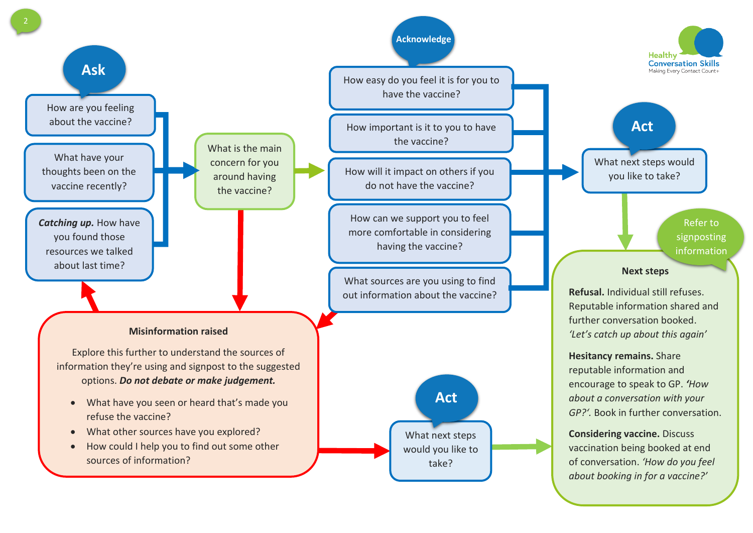## Ask

How are you feeling about the vaccine?

What have your thoughts been on the vaccine recently?

***Catching up.*** How have you found those resources we talked about last time?

What is the main concern for you around having the vaccine?

## Acknowledge

How easy do you feel it is for you to have the vaccine?

How important is it to you to have the vaccine?

How will it impact on others if you do not have the vaccine?

How can we support you to feel more comfortable in considering having the vaccine?

What sources are you using to find out information about the vaccine?

## Act

What next steps would you like to take?

Refer to signposting information

### Next steps

**Refusal.** Individual still refuses. Reputable information shared and further conversation booked. *'Let's catch up about this again'*

**Hesitancy remains.** Share reputable information and encourage to speak to GP. ***'How** about a conversation with your GP?'*. Book in further conversation.

**Considering vaccine.** Discuss vaccination being booked at end of conversation. *'How do you feel about booking in for a vaccine?'*

### Misinformation raised

Explore this further to understand the sources of information they're using and signpost to the suggested options. ***Do not debate or make judgement.***

- What have you seen or heard that's made you refuse the vaccine?
- What other sources have you explored?
- How could I help you to find out some other sources of information?

## Act

What next steps would you like to take?